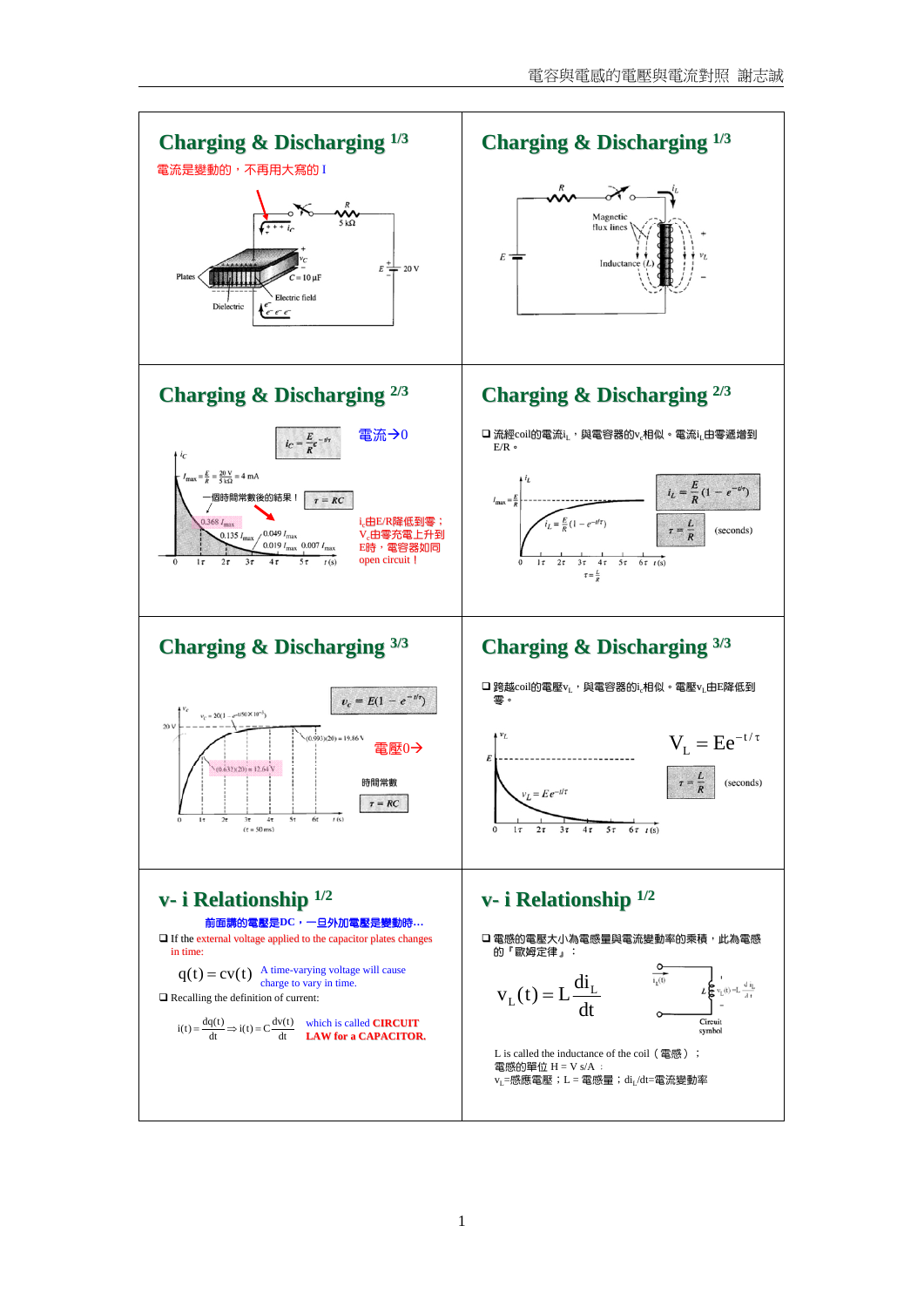## Charging & Discharging 1/3

電流是變動的，不再用大寫的 I

R 5 kΩ, C = 10 μF, E = 20 V

Plates, Dielectric, Electric field

## Charging & Discharging 1/3

Magnetic flux lines, Inductance (L)

## Charging & Discharging 2/3

$$i_C = \frac{E}{R}e^{-t/\tau}$$

電流→0

$I_{max} = \frac{E}{R} = \frac{20\text{ V}}{5\text{ k}\Omega} = 4\text{ mA}$

一個時間常數後的結果！ $\tau = RC$

0.368 $I_{max}$, 0.135 $I_{max}$, 0.049 $I_{max}$, 0.019 $I_{max}$, 0.007 $I_{max}$

$i_c$由E/R降低到零；$V_c$由零充電上升到E時，電容器如同 open circuit！

## Charging & Discharging 2/3

- 流經coil的電流$i_L$，與電容器的$v_c$相似。電流$i_L$由零遞增到E/R。

$$i_L = \frac{E}{R}(1 - e^{-t/\tau})$$

$$\tau = \frac{L}{R} \quad \text{(seconds)}$$

## Charging & Discharging 3/3

$$v_c = E(1 - e^{-t/\tau})$$

$v_C = 20(1 - e^{-t/(50\times10^{-3})})$

(0.632)(20) = 12.64 V, (0.993)(20) = 19.86 V

電壓0→

時間常數 $\tau = RC$

($\tau$ = 50 ms)

## Charging & Discharging 3/3

- 跨越coil的電壓$v_L$，與電容器的$i_c$相似。電壓$v_L$由E降低到零。

$$V_L = Ee^{-t/\tau}$$

$$\tau = \frac{L}{R} \quad \text{(seconds)}$$

## v- i Relationship 1/2

前面講的電壓是DC，一旦外加電壓是變動時…

- If the external voltage applied to the capacitor plates changes in time:

$$q(t) = cv(t)$$ A time-varying voltage will cause charge to vary in time.

- Recalling the definition of current:

$$i(t) = \frac{dq(t)}{dt} \Rightarrow i(t) = C\frac{dv(t)}{dt}$$ which is called **CIRCUIT LAW for a CAPACITOR.**

## v- i Relationship 1/2

- 電感的電壓大小為電感量與電流變動率的乘積，此為電感的「歐姆定律」：

$$v_L(t) = L\frac{di_L}{dt}$$

Circuit symbol

L is called the inductance of the coil（電感）；
電感的單位 H = V s/A ；
$v_L$=感應電壓；L = 電感量；$di_L/dt$=電流變動率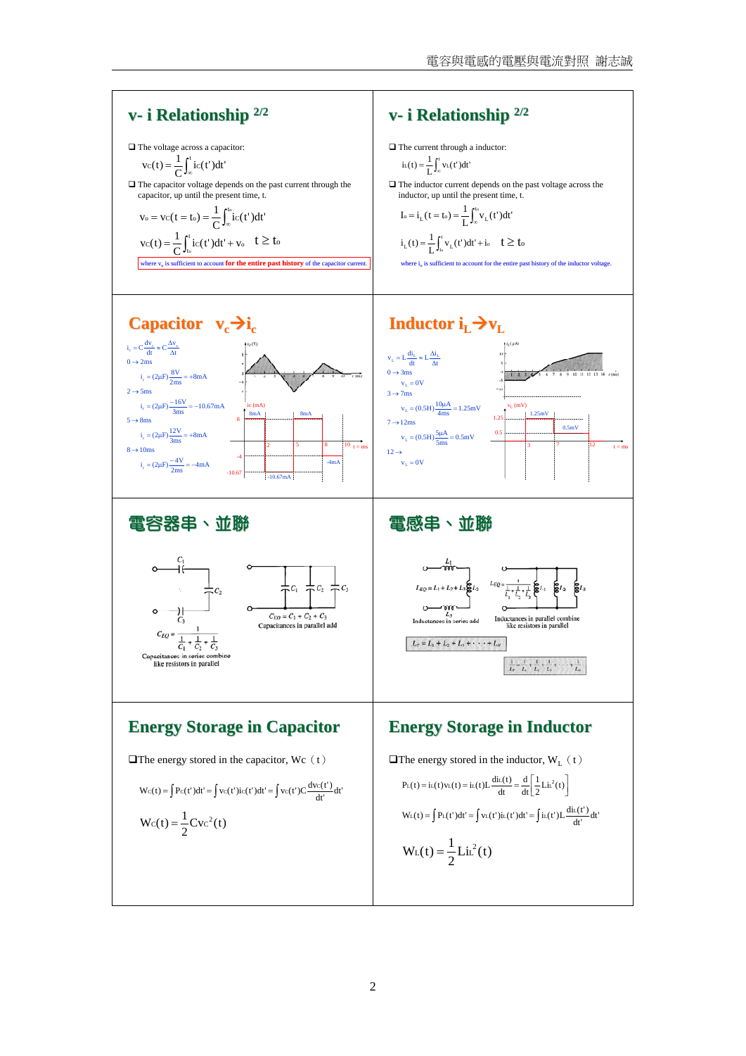## v- i Relationship 2/2

❑ The voltage across a capacitor:

$$v_C(t) = \frac{1}{C}\int_{-\infty}^{t} i_C(t')dt'$$

❑ The capacitor voltage depends on the past current through the capacitor, up until the present time, t.

$$v_o = v_C(t = t_o) = \frac{1}{C}\int_{-\infty}^{t_o} i_C(t')dt'$$

$$v_C(t) = \frac{1}{C}\int_{t_o}^{t} i_C(t')dt' + v_o \quad t \geq t_o$$

where $v_o$ is sufficient to account **for the entire past history** of the capacitor current.

## v- i Relationship 2/2

❑ The current through a inductor:

$$i_L(t) = \frac{1}{L}\int_{-\infty}^{t} v_L(t')dt'$$

❑ The inductor current depends on the past voltage across the inductor, up until the present time, t.

$$I_o = i_L(t = t_o) = \frac{1}{L}\int_{-\infty}^{t_o} v_L(t')dt'$$

$$i_L(t) = \frac{1}{L}\int_{t_o}^{t} v_L(t')dt' + i_o \quad t \geq t_o$$

where $i_o$ is sufficient to account for the entire past history of the inductor voltage.

## Capacitor $v_c \rightarrow i_c$

$i_c = C\frac{dv_c}{dt} \approx C\frac{\Delta v_c}{\Delta t}$

$0 \rightarrow 2ms$

$i_c = (2\mu F)\frac{8V}{2ms} = +8mA$

$2 \rightarrow 5ms$

$i_c = (2\mu F)\frac{-16V}{3ms} = -10.67mA$

$5 \rightarrow 8ms$

$i_c = (2\mu F)\frac{12V}{3ms} = +8mA$

$8 \rightarrow 10ms$

$i_c = (2\mu F)\frac{-4V}{2ms} = -4mA$

## Inductor $i_L \rightarrow v_L$

$v_L = L\frac{di_L}{dt} \approx L\frac{\Delta i_L}{\Delta t}$

$0 \rightarrow 3ms$

$v_L = 0V$

$3 \rightarrow 7ms$

$v_L = (0.5H)\frac{10\mu A}{4ms} = 1.25mV$

$7 \rightarrow 12ms$

$v_L = (0.5H)\frac{5\mu A}{5ms} = 0.5mV$

$12 \rightarrow$

$v_L = 0V$

## 電容器串、並聯

$$C_{EQ} = \frac{1}{\frac{1}{C_1} + \frac{1}{C_2} + \frac{1}{C_3}}$$

Capacitances in series combine like resistors in parallel

$$C_{EQ} = C_1 + C_2 + C_3$$

Capacitances in parallel add

## 電感串、並聯

$$L_{EQ} = L_1 + L_2 + L_3$$

Inductances in series add

$$L_{EQ} = \frac{1}{\frac{1}{L_1} + \frac{1}{L_2} + \frac{1}{L_3}}$$

Inductances in parallel combine like resistors in parallel

$$L_T = L_1 + L_2 + L_3 + \cdots + L_N$$

$$\frac{1}{L_T} = \frac{1}{L_1} + \frac{1}{L_2} + \frac{1}{L_3} + \cdots + \frac{1}{L_N}$$

## Energy Storage in Capacitor

❑The energy stored in the capacitor, $W_C$（t）

$$W_C(t) = \int P_C(t')dt' = \int v_C(t')i_C(t')dt' = \int v_C(t')C\frac{dv_C(t')}{dt'}dt'$$

$$W_C(t) = \frac{1}{2}Cv_C^2(t)$$

## Energy Storage in Inductor

❑The energy stored in the inductor, $W_L$（t）

$$P_L(t) = i_L(t)v_L(t) = i_L(t)L\frac{di_L(t)}{dt} = \frac{d}{dt}\left[\frac{1}{2}Li_L^2(t)\right]$$

$$W_L(t) = \int P_L(t')dt' = \int v_L(t')i_L(t')dt' = \int i_L(t')L\frac{di_L(t')}{dt'}dt'$$

$$W_L(t) = \frac{1}{2}Li_L^2(t)$$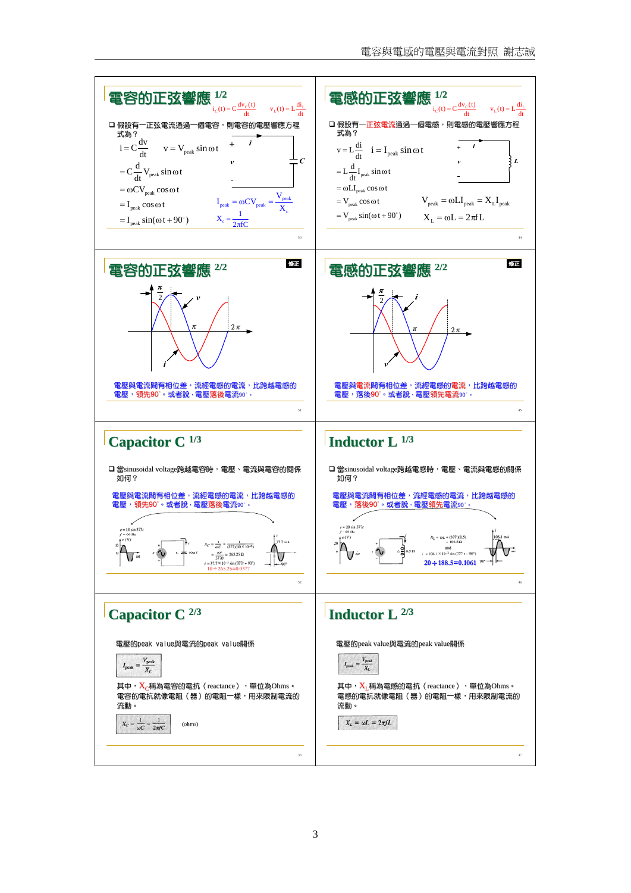## 電容的正弦響應 1/2

$i_c(t) = C\frac{dv_c(t)}{dt}$ $v_L(t) = L\frac{di_L}{dt}$

❑ 假設有一正弦電流通過一個電容，則電容的電壓響應方程式為？

$$i = C\frac{dv}{dt} \quad v = V_{peak}\sin\omega t$$

$$= C\frac{d}{dt}V_{peak}\sin\omega t$$

$$= \omega C V_{peak}\cos\omega t$$

$$= I_{peak}\cos\omega t$$

$$= I_{peak}\sin(\omega t + 90^\circ)$$

$$I_{peak} = \omega C V_{peak} = \frac{V_{peak}}{X_c}$$

$$X_c = \frac{1}{2\pi fC}$$

## 電感的正弦響應 1/2

$i_c(t) = C\frac{dv_c(t)}{dt}$ $v_L(t) = L\frac{di_L}{dt}$

❑ 假設有一正弦電流通過一個電感，則電感的電壓響應方程式為？

$$v = L\frac{di}{dt} \quad i = I_{peak}\sin\omega t$$

$$= L\frac{d}{dt}I_{peak}\sin\omega t$$

$$= \omega L I_{peak}\cos\omega t$$

$$= V_{peak}\cos\omega t$$

$$= V_{peak}\sin(\omega t + 90^\circ)$$

$$V_{peak} = \omega L I_{peak} = X_L I_{peak}$$

$$X_L = \omega L = 2\pi f L$$

## 電容的正弦響應 2/2

修正

電壓與電流間有相位差，流經電感的電流，比跨越電感的電壓，領先90°。或者說，電壓落後電流90°。

## 電感的正弦響應 2/2

修正

電壓與電流間有相位差，流經電感的電流，比跨越電感的電壓，落後90°。或者說，電壓領先電流90°。

## Capacitor C 1/3

❑ 當sinusoidal voltage跨越電容時，電壓、電流與電容的關係如何？

電壓與電流間有相位差，流經電感的電流，比跨越電感的電壓，領先90°。或者說，電壓落後電流90°。

$e = 10\sin 377t$, $f = 60$ Hz

$$X_C = \frac{1}{\omega C} = \frac{1}{(377)(10\times10^{-6})} = \frac{10^6}{3770} = 265.25\ \Omega$$

$$i = 37.7\times10^{-3}\sin(377t + 90^\circ)$$

$10 \div 265.25 = 0.0377$

## Inductor L 1/3

❑ 當sinusoidal voltage跨越電感時，電壓、電流與電感的關係如何？

電壓與電流間有相位差，流經電感的電流，比跨越電感的電壓，落後90°。或者說，電壓領先電流90°。

$e = 20\sin 377t$

$$X_L = \omega L = (377)(0.5) = 188.5\ \Omega$$

and

$$i = 106.1\times10^{-3}\sin(377t - 90^\circ)$$

$20 \div 188.5 = 0.1061$

## Capacitor C 2/3

電壓的peak value與電流的peak value關係

$$I_{peak} = \frac{V_{peak}}{X_C}$$

其中，$X_C$稱為電容的電抗（reactance），單位為Ohms。電容的電抗就像電阻（器）的電阻一樣，用來限制電流的流動。

$$X_C = \frac{1}{\omega C} = \frac{1}{2\pi fC} \quad \text{(ohms)}$$

## Inductor L 2/3

電壓的peak value與電流的peak value關係

$$I_{peak} = \frac{V_{peak}}{X_L}$$

其中，$X_L$稱為電感的電抗（reactance），單位為Ohms。電感的電抗就像電阻（器）的電阻一樣，用來限制電流的流動。

$$X_L = \omega L = 2\pi f L$$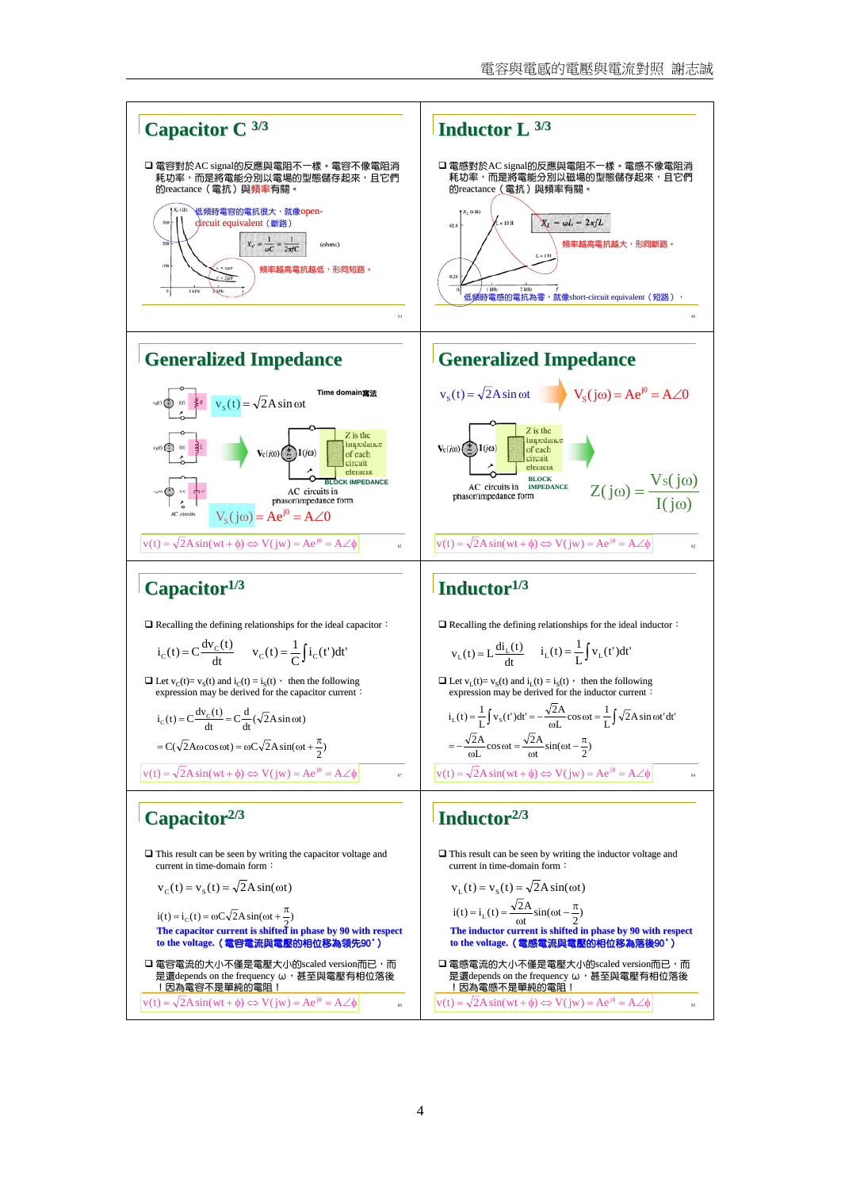## Capacitor C 3/3

❑ 電容對於AC signal的反應與電阻不一樣。電容不像電阻消耗功率，而是將電能分別以電場的型態儲存起來，且它們的reactance（電抗）與頻率有關。

低頻時電容的電抗很大，就像open-circuit equivalent（斷路）

$$X_C = \frac{1}{\omega C} = \frac{1}{2\pi f C} \quad \text{(ohms)}$$

頻率越高電抗越低，形同短路。

## Inductor L 3/3

❑ 電感對於AC signal的反應與電阻不一樣。電感不像電阻消耗功率，而是將電能分別以磁場的型態儲存起來，且它們的reactance（電抗）與頻率有關。

$$X_L = \omega L = 2\pi f L$$

頻率越高電抗越大，形同斷路。

低頻時電感的電抗為零，就像short-circuit equivalent（短路）。

## Generalized Impedance

Time domain寫法

$$v_s(t) = \sqrt{2}A\sin\omega t$$

Z is the impedance of each circuit element

BLOCK IMPEDANCE

AC circuits in phasor/impedance form

$$V_s(j\omega) = Ae^{j0} = A\angle 0$$

$$v(t) = \sqrt{2}A\sin(wt+\phi) \Leftrightarrow V(jw) = Ae^{j\phi} = A\angle\phi$$

## Generalized Impedance

$$v_s(t) = \sqrt{2}A\sin\omega t \Rightarrow V_s(j\omega) = Ae^{j0} = A\angle 0$$

Z is the impedance of each circuit element

BLOCK IMPEDANCE

AC circuits in phasor/impedance form

$$Z(j\omega) = \frac{V_S(j\omega)}{I(j\omega)}$$

$$v(t) = \sqrt{2}A\sin(wt+\phi) \Leftrightarrow V(jw) = Ae^{j\phi} = A\angle\phi$$

## Capacitor 1/3

❑ Recalling the defining relationships for the ideal capacitor：

$$i_C(t) = C\frac{dv_C(t)}{dt} \qquad v_C(t) = \frac{1}{C}\int i_C(t')dt'$$

❑ Let $v_C(t) = v_S(t)$ and $i_C(t) = i_S(t)$， then the following expression may be derived for the capacitor current：

$$i_C(t) = C\frac{dv_C(t)}{dt} = C\frac{d}{dt}(\sqrt{2}A\sin\omega t)$$

$$= C(\sqrt{2}A\omega\cos\omega t) = \omega C\sqrt{2}A\sin(\omega t + \frac{\pi}{2})$$

$$v(t) = \sqrt{2}A\sin(wt+\phi) \Leftrightarrow V(jw) = Ae^{j\phi} = A\angle\phi$$

## Inductor 1/3

❑ Recalling the defining relationships for the ideal inductor：

$$v_L(t) = L\frac{di_L(t)}{dt} \qquad i_L(t) = \frac{1}{L}\int v_L(t')dt'$$

❑ Let $v_L(t) = v_S(t)$ and $i_L(t) = i_S(t)$， then the following expression may be derived for the inductor current：

$$i_L(t) = \frac{1}{L}\int v_S(t')dt' = -\frac{\sqrt{2}A}{\omega L}\cos\omega t = \frac{1}{L}\int\sqrt{2}A\sin\omega t' dt'$$

$$= -\frac{\sqrt{2}A}{\omega L}\cos\omega t = \frac{\sqrt{2}A}{\omega t}\sin(\omega t - \frac{\pi}{2})$$

$$v(t) = \sqrt{2}A\sin(wt+\phi) \Leftrightarrow V(jw) = Ae^{j\phi} = A\angle\phi$$

## Capacitor 2/3

❑ This result can be seen by writing the capacitor voltage and current in time-domain form：

$$v_C(t) = v_S(t) = \sqrt{2}A\sin(\omega t)$$

$$i(t) = i_C(t) = \omega C\sqrt{2}A\sin(\omega t + \frac{\pi}{2})$$

**The capacitor current is shifted in phase by 90 with respect to the voltage.（電容電流與電壓的相位移為領先90˚）**

❑ 電容電流的大小不僅是電壓大小的scaled version而已，而是還depends on the frequency ω，甚至與電壓有相位落後！因為電容不是單純的電阻！

$$v(t) = \sqrt{2}A\sin(wt+\phi) \Leftrightarrow V(jw) = Ae^{j\phi} = A\angle\phi$$

## Inductor 2/3

❑ This result can be seen by writing the inductor voltage and current in time-domain form：

$$v_L(t) = v_S(t) = \sqrt{2}A\sin(\omega t)$$

$$i(t) = i_L(t) = \frac{\sqrt{2}A}{\omega t}\sin(\omega t - \frac{\pi}{2})$$

**The inductor current is shifted in phase by 90 with respect to the voltage.（電感電流與電壓的相位移為落後90˚）**

❑ 電感電流的大小不僅是電壓大小的scaled version而已，而是還depends on the frequency ω，甚至與電壓有相位落後！因為電感不是單純的電阻！

$$v(t) = \sqrt{2}A\sin(wt+\phi) \Leftrightarrow V(jw) = Ae^{j\phi} = A\angle\phi$$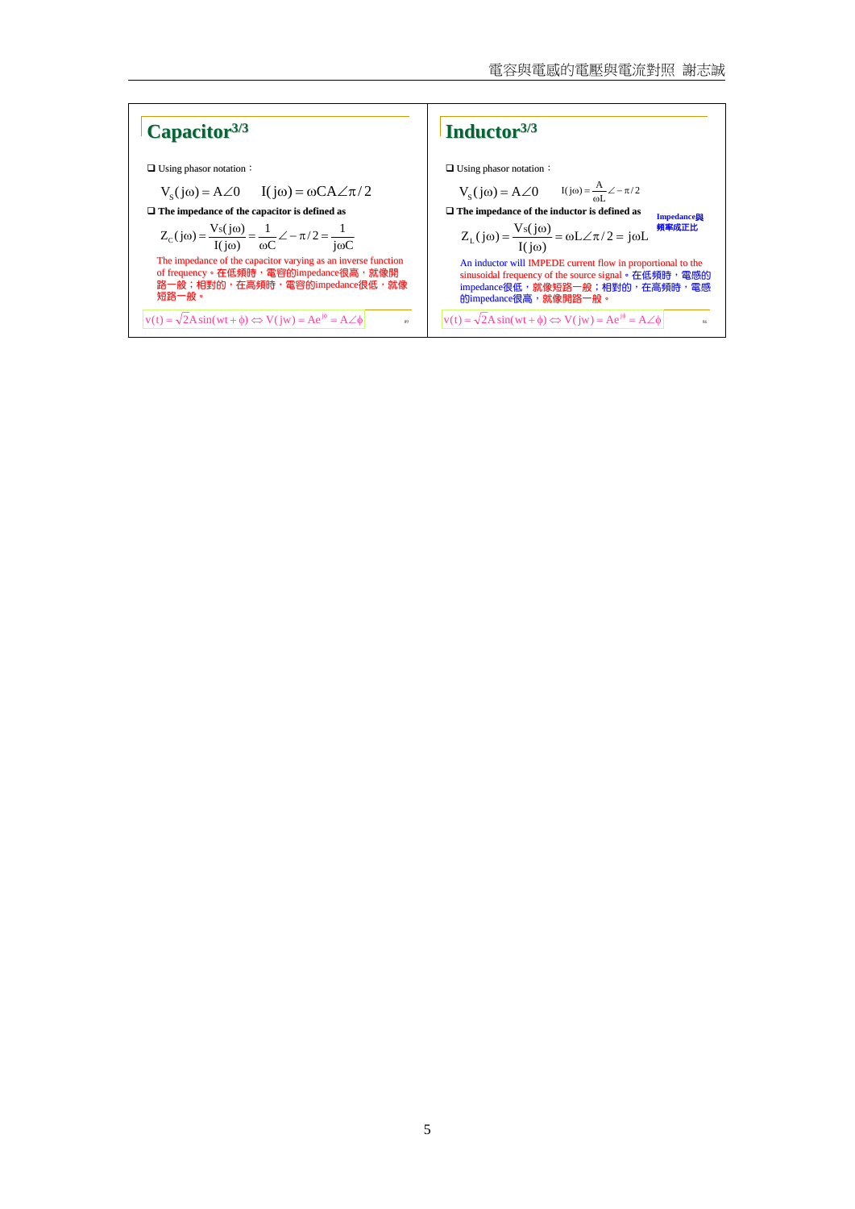## Capacitor[3/3]

- Using phasor notation：

$$V_S(j\omega) = A\angle 0 \qquad I(j\omega) = \omega CA\angle \pi/2$$

- **The impedance of the capacitor is defined as**

$$Z_C(j\omega) = \frac{V_S(j\omega)}{I(j\omega)} = \frac{1}{\omega C}\angle -\pi/2 = \frac{1}{j\omega C}$$

The impedance of the capacitor varying as an inverse function of frequency。在低頻時，電容的impedance很高，就像開路一般；相對的，在高頻時，電容的impedance很低，就像短路一般。

$$v(t) = \sqrt{2}A\sin(wt+\phi) \Leftrightarrow V(jw) = Ae^{j\phi} = A\angle\phi$$

## Inductor[3/3]

- Using phasor notation：

$$V_S(j\omega) = A\angle 0 \qquad I(j\omega) = \frac{A}{\omega L}\angle -\pi/2$$

- **The impedance of the inductor is defined as**

**Impedance與頻率成正比**

$$Z_L(j\omega) = \frac{V_S(j\omega)}{I(j\omega)} = \omega L\angle \pi/2 = j\omega L$$

An inductor will IMPEDE current flow in proportional to the sinusoidal frequency of the source signal。在低頻時，電感的impedance很低，就像短路一般；相對的，在高頻時，電感的impedance很高，就像開路一般。

$$v(t) = \sqrt{2}A\sin(wt+\phi) \Leftrightarrow V(jw) = Ae^{j\phi} = A\angle\phi$$